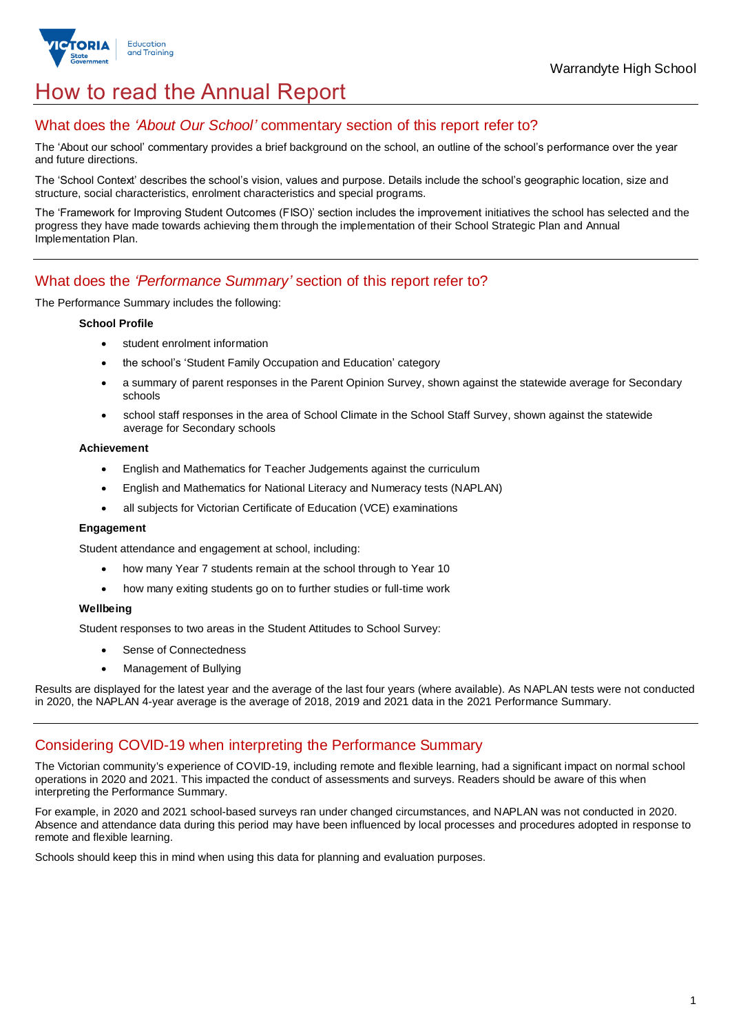Warrandyte High School

# How to read the Annual Report

## What does the *'About Our School'* commentary section of this report refer to?

The 'About our school' commentary provides a brief background on the school, an outline of the school's performance over the year and future directions.

The 'School Context' describes the school's vision, values and purpose. Details include the school's geographic location, size and structure, social characteristics, enrolment characteristics and special programs.

The 'Framework for Improving Student Outcomes (FISO)' section includes the improvement initiatives the school has selected and the progress they have made towards achieving them through the implementation of their School Strategic Plan and Annual Implementation Plan.

## What does the *'Performance Summary'* section of this report refer to?

The Performance Summary includes the following:

**School Profile**

- student enrolment information
- the school's 'Student Family Occupation and Education' category
- a summary of parent responses in the Parent Opinion Survey, shown against the statewide average for Secondary schools
- school staff responses in the area of School Climate in the School Staff Survey, shown against the statewide average for Secondary schools

**Achievement**

- English and Mathematics for Teacher Judgements against the curriculum
- English and Mathematics for National Literacy and Numeracy tests (NAPLAN)
- all subjects for Victorian Certificate of Education (VCE) examinations

**Engagement**

Student attendance and engagement at school, including:

- how many Year 7 students remain at the school through to Year 10
- how many exiting students go on to further studies or full-time work

**Wellbeing**

Student responses to two areas in the Student Attitudes to School Survey:

- Sense of Connectedness
- Management of Bullying

Results are displayed for the latest year and the average of the last four years (where available). As NAPLAN tests were not conducted in 2020, the NAPLAN 4-year average is the average of 2018, 2019 and 2021 data in the 2021 Performance Summary.

## Considering COVID-19 when interpreting the Performance Summary

The Victorian community's experience of COVID-19, including remote and flexible learning, had a significant impact on normal school operations in 2020 and 2021. This impacted the conduct of assessments and surveys. Readers should be aware of this when interpreting the Performance Summary.

For example, in 2020 and 2021 school-based surveys ran under changed circumstances, and NAPLAN was not conducted in 2020. Absence and attendance data during this period may have been influenced by local processes and procedures adopted in response to remote and flexible learning.

Schools should keep this in mind when using this data for planning and evaluation purposes.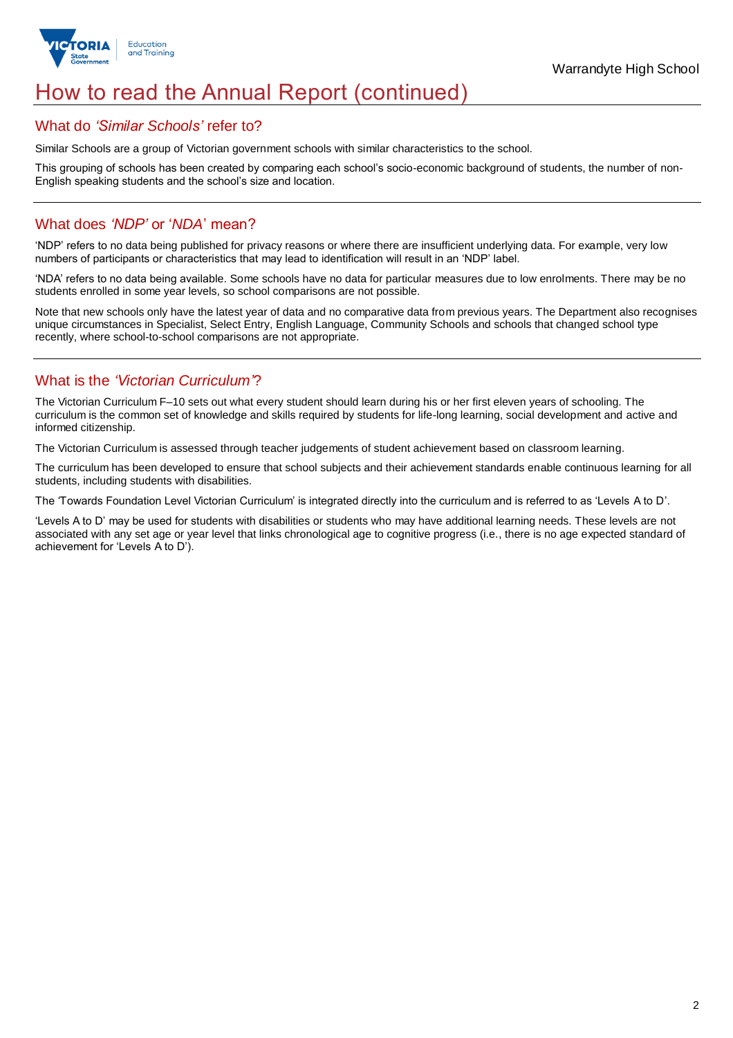# How to read the Annual Report (continued)

## What do *'Similar Schools'* refer to?

Similar Schools are a group of Victorian government schools with similar characteristics to the school.

This grouping of schools has been created by comparing each school's socio-economic background of students, the number of non-English speaking students and the school's size and location.

## What does *'NDP'* or '*NDA*' mean?

'NDP' refers to no data being published for privacy reasons or where there are insufficient underlying data. For example, very low numbers of participants or characteristics that may lead to identification will result in an 'NDP' label.

'NDA' refers to no data being available. Some schools have no data for particular measures due to low enrolments. There may be no students enrolled in some year levels, so school comparisons are not possible.

Note that new schools only have the latest year of data and no comparative data from previous years. The Department also recognises unique circumstances in Specialist, Select Entry, English Language, Community Schools and schools that changed school type recently, where school-to-school comparisons are not appropriate.

## What is the *'Victorian Curriculum'*?

The Victorian Curriculum F–10 sets out what every student should learn during his or her first eleven years of schooling. The curriculum is the common set of knowledge and skills required by students for life-long learning, social development and active and informed citizenship.

The Victorian Curriculum is assessed through teacher judgements of student achievement based on classroom learning.

The curriculum has been developed to ensure that school subjects and their achievement standards enable continuous learning for all students, including students with disabilities.

The 'Towards Foundation Level Victorian Curriculum' is integrated directly into the curriculum and is referred to as 'Levels A to D'.

'Levels A to D' may be used for students with disabilities or students who may have additional learning needs. These levels are not associated with any set age or year level that links chronological age to cognitive progress (i.e., there is no age expected standard of achievement for 'Levels A to D').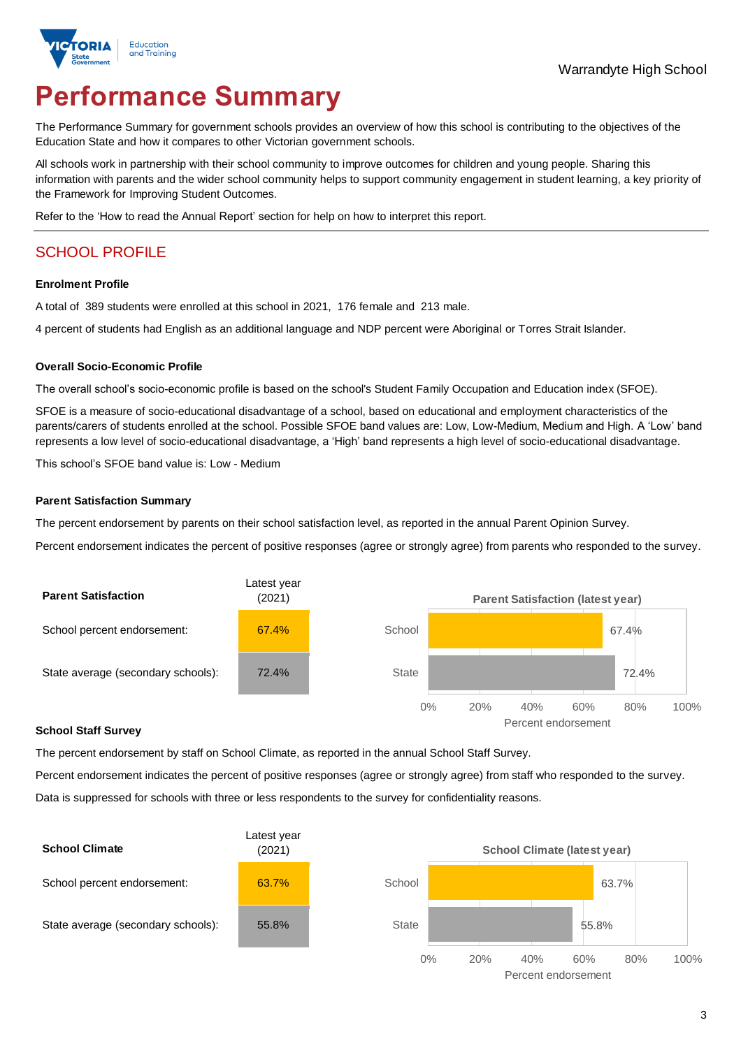# Performance Summary

The Performance Summary for government schools provides an overview of how this school is contributing to the objectives of the Education State and how it compares to other Victorian government schools.

All schools work in partnership with their school community to improve outcomes for children and young people. Sharing this information with parents and the wider school community helps to support community engagement in student learning, a key priority of the Framework for Improving Student Outcomes.

Refer to the 'How to read the Annual Report' section for help on how to interpret this report.

## SCHOOL PROFILE

### Enrolment Profile

A total of 389 students were enrolled at this school in 2021, 176 female and 213 male.

4 percent of students had English as an additional language and NDP percent were Aboriginal or Torres Strait Islander.

### Overall Socio-Economic Profile

The overall school's socio-economic profile is based on the school's Student Family Occupation and Education index (SFOE).

SFOE is a measure of socio-educational disadvantage of a school, based on educational and employment characteristics of the parents/carers of students enrolled at the school. Possible SFOE band values are: Low, Low-Medium, Medium and High. A 'Low' band represents a low level of socio-educational disadvantage, a 'High' band represents a high level of socio-educational disadvantage.

This school's SFOE band value is: Low - Medium

### Parent Satisfaction Summary

The percent endorsement by parents on their school satisfaction level, as reported in the annual Parent Opinion Survey.

Percent endorsement indicates the percent of positive responses (agree or strongly agree) from parents who responded to the survey.

| Parent Satisfaction | Latest year (2021) |
|---|---|
| School percent endorsement: | 67.4% |
| State average (secondary schools): | 72.4% |

### School Staff Survey

The percent endorsement by staff on School Climate, as reported in the annual School Staff Survey.

Percent endorsement indicates the percent of positive responses (agree or strongly agree) from staff who responded to the survey.

Data is suppressed for schools with three or less respondents to the survey for confidentiality reasons.

| School Climate | Latest year (2021) |
|---|---|
| School percent endorsement: | 63.7% |
| State average (secondary schools): | 55.8% |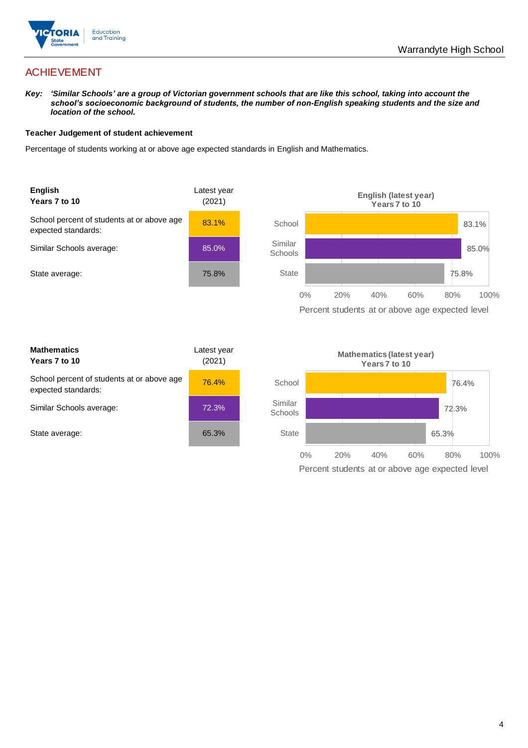# ACHIEVEMENT

***Key:** 'Similar Schools' are a group of Victorian government schools that are like this school, taking into account the school's socioeconomic background of students, the number of non-English speaking students and the size and location of the school.*

**Teacher Judgement of student achievement**

Percentage of students working at or above age expected standards in English and Mathematics.

| **English** **Years 7 to 10** | Latest year (2021) |
|---|---|
| School percent of students at or above age expected standards: | 83.1% |
| Similar Schools average: | 85.0% |
| State average: | 75.8% |

**English (latest year) Years 7 to 10**

| | Percent students at or above age expected level |
|---|---|
| School | 83.1% |
| Similar Schools | 85.0% |
| State | 75.8% |

| **Mathematics** **Years 7 to 10** | Latest year (2021) |
|---|---|
| School percent of students at or above age expected standards: | 76.4% |
| Similar Schools average: | 72.3% |
| State average: | 65.3% |

**Mathematics (latest year) Years 7 to 10**

| | Percent students at or above age expected level |
|---|---|
| School | 76.4% |
| Similar Schools | 72.3% |
| State | 65.3% |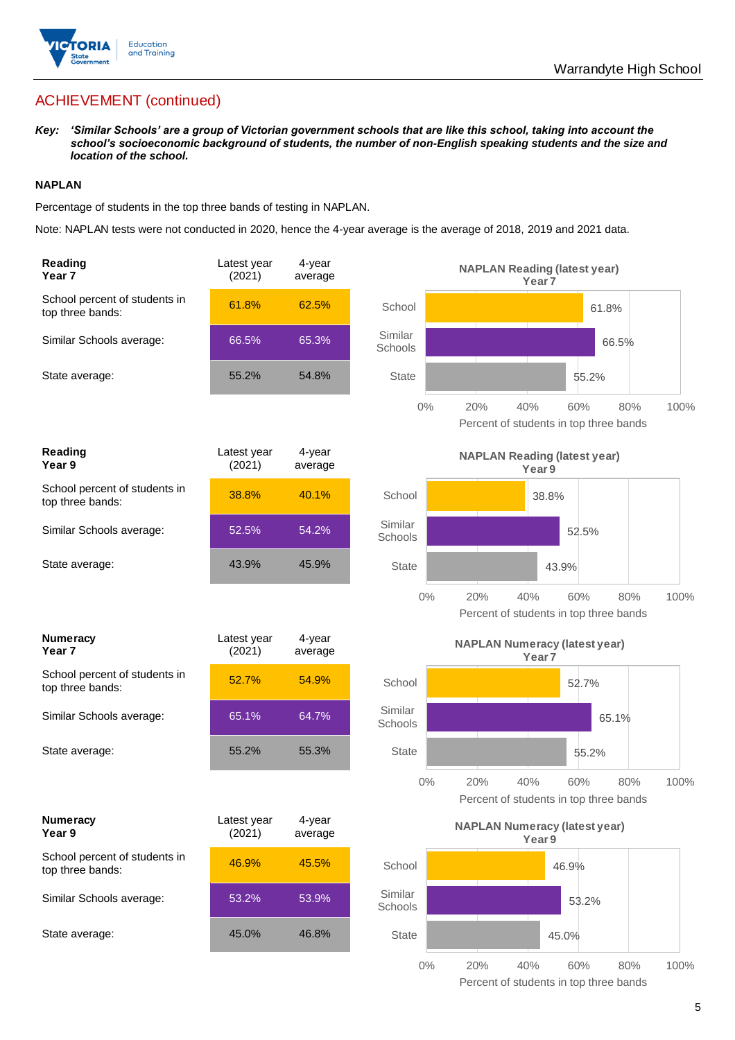## ACHIEVEMENT (continued)

***Key:*** ***'Similar Schools' are a group of Victorian government schools that are like this school, taking into account the school's socioeconomic background of students, the number of non-English speaking students and the size and location of the school.***

**NAPLAN**

Percentage of students in the top three bands of testing in NAPLAN.

Note: NAPLAN tests were not conducted in 2020, hence the 4-year average is the average of 2018, 2019 and 2021 data.

| **Reading Year 7** | Latest year (2021) | 4-year average |
|---|---|---|
| School percent of students in top three bands: | 61.8% | 62.5% |
| Similar Schools average: | 66.5% | 65.3% |
| State average: | 55.2% | 54.8% |

**NAPLAN Reading (latest year) Year 7**

| | Percent of students in top three bands |
|---|---|
| School | 61.8% |
| Similar Schools | 66.5% |
| State | 55.2% |

| **Reading Year 9** | Latest year (2021) | 4-year average |
|---|---|---|
| School percent of students in top three bands: | 38.8% | 40.1% |
| Similar Schools average: | 52.5% | 54.2% |
| State average: | 43.9% | 45.9% |

**NAPLAN Reading (latest year) Year 9**

| | Percent of students in top three bands |
|---|---|
| School | 38.8% |
| Similar Schools | 52.5% |
| State | 43.9% |

| **Numeracy Year 7** | Latest year (2021) | 4-year average |
|---|---|---|
| School percent of students in top three bands: | 52.7% | 54.9% |
| Similar Schools average: | 65.1% | 64.7% |
| State average: | 55.2% | 55.3% |

**NAPLAN Numeracy (latest year) Year 7**

| | Percent of students in top three bands |
|---|---|
| School | 52.7% |
| Similar Schools | 65.1% |
| State | 55.2% |

| **Numeracy Year 9** | Latest year (2021) | 4-year average |
|---|---|---|
| School percent of students in top three bands: | 46.9% | 45.5% |
| Similar Schools average: | 53.2% | 53.9% |
| State average: | 45.0% | 46.8% |

**NAPLAN Numeracy (latest year) Year 9**

| | Percent of students in top three bands |
|---|---|
| School | 46.9% |
| Similar Schools | 53.2% |
| State | 45.0% |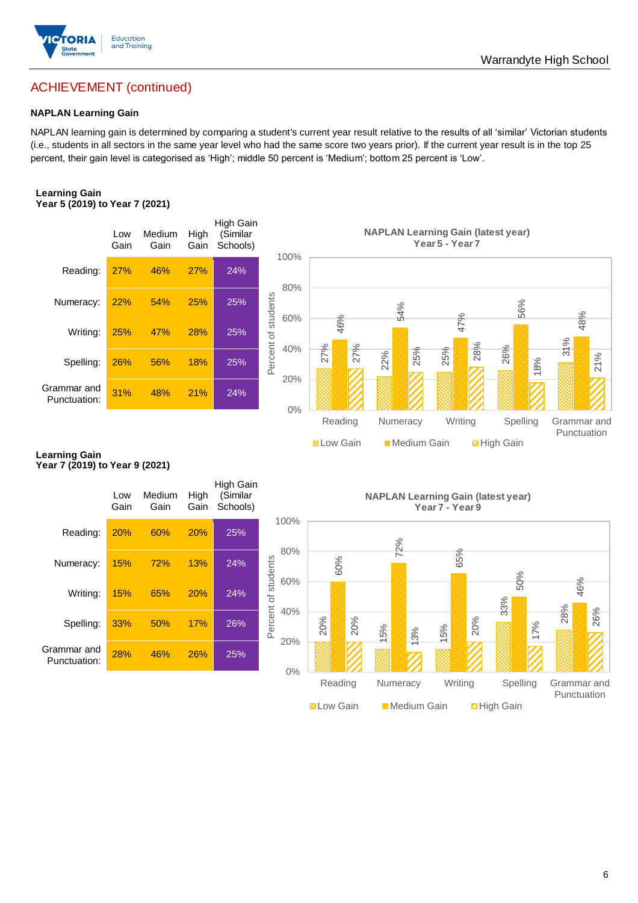## ACHIEVEMENT (continued)

### NAPLAN Learning Gain

NAPLAN learning gain is determined by comparing a student's current year result relative to the results of all 'similar' Victorian students (i.e., students in all sectors in the same year level who had the same score two years prior). If the current year result is in the top 25 percent, their gain level is categorised as 'High'; middle 50 percent is 'Medium'; bottom 25 percent is 'Low'.

**Learning Gain**
**Year 5 (2019) to Year 7 (2021)**

| | Low Gain | Medium Gain | High Gain | High Gain (Similar Schools) |
|---|---|---|---|---|
| Reading: | 27% | 46% | 27% | 24% |
| Numeracy: | 22% | 54% | 25% | 25% |
| Writing: | 25% | 47% | 28% | 25% |
| Spelling: | 26% | 56% | 18% | 25% |
| Grammar and Punctuation: | 31% | 48% | 21% | 24% |

**NAPLAN Learning Gain (latest year) Year 5 - Year 7**

| | Low Gain | Medium Gain | High Gain |
|---|---|---|---|
| Reading | 27% | 46% | 27% |
| Numeracy | 22% | 54% | 25% |
| Writing | 25% | 47% | 28% |
| Spelling | 26% | 56% | 18% |
| Grammar and Punctuation | 31% | 48% | 21% |

**Learning Gain**
**Year 7 (2019) to Year 9 (2021)**

| | Low Gain | Medium Gain | High Gain | High Gain (Similar Schools) |
|---|---|---|---|---|
| Reading: | 20% | 60% | 20% | 25% |
| Numeracy: | 15% | 72% | 13% | 24% |
| Writing: | 15% | 65% | 20% | 24% |
| Spelling: | 33% | 50% | 17% | 26% |
| Grammar and Punctuation: | 28% | 46% | 26% | 25% |

**NAPLAN Learning Gain (latest year) Year 7 - Year 9**

| | Low Gain | Medium Gain | High Gain |
|---|---|---|---|
| Reading | 20% | 60% | 20% |
| Numeracy | 15% | 72% | 13% |
| Writing | 15% | 65% | 20% |
| Spelling | 33% | 50% | 17% |
| Grammar and Punctuation | 28% | 46% | 26% |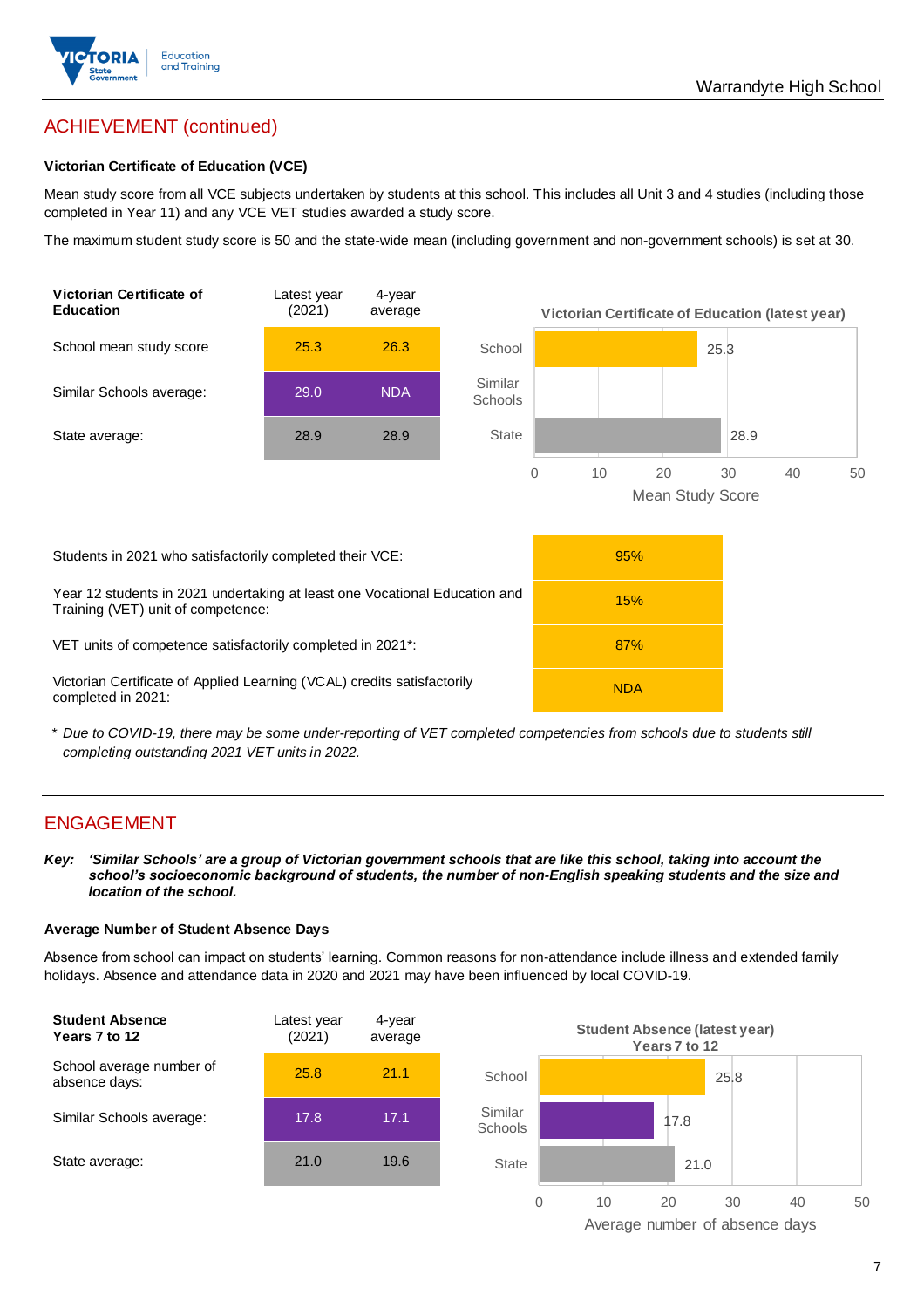## ACHIEVEMENT (continued)

### Victorian Certificate of Education (VCE)

Mean study score from all VCE subjects undertaken by students at this school. This includes all Unit 3 and 4 studies (including those completed in Year 11) and any VCE VET studies awarded a study score.

The maximum student study score is 50 and the state-wide mean (including government and non-government schools) is set at 30.

| Victorian Certificate of Education | Latest year (2021) | 4-year average |
|---|---|---|
| School mean study score | 25.3 | 26.3 |
| Similar Schools average: | 29.0 | NDA |
| State average: | 28.9 | 28.9 |

**Victorian Certificate of Education (latest year)**

| | Mean Study Score |
|---|---|
| School | 25.3 |
| Similar Schools | |
| State | 28.9 |

| | |
|---|---|
| Students in 2021 who satisfactorily completed their VCE: | 95% |
| Year 12 students in 2021 undertaking at least one Vocational Education and Training (VET) unit of competence: | 15% |
| VET units of competence satisfactorily completed in 2021*: | 87% |
| Victorian Certificate of Applied Learning (VCAL) credits satisfactorily completed in 2021: | NDA |

\* *Due to COVID-19, there may be some under-reporting of VET completed competencies from schools due to students still completing outstanding 2021 VET units in 2022.*

## ENGAGEMENT

***Key:*** ***'Similar Schools' are a group of Victorian government schools that are like this school, taking into account the school's socioeconomic background of students, the number of non-English speaking students and the size and location of the school.***

### Average Number of Student Absence Days

Absence from school can impact on students' learning. Common reasons for non-attendance include illness and extended family holidays. Absence and attendance data in 2020 and 2021 may have been influenced by local COVID-19.

| Student Absence Years 7 to 12 | Latest year (2021) | 4-year average |
|---|---|---|
| School average number of absence days: | 25.8 | 21.1 |
| Similar Schools average: | 17.8 | 17.1 |
| State average: | 21.0 | 19.6 |

**Student Absence (latest year) Years 7 to 12**

| | Average number of absence days |
|---|---|
| School | 25.8 |
| Similar Schools | 17.8 |
| State | 21.0 |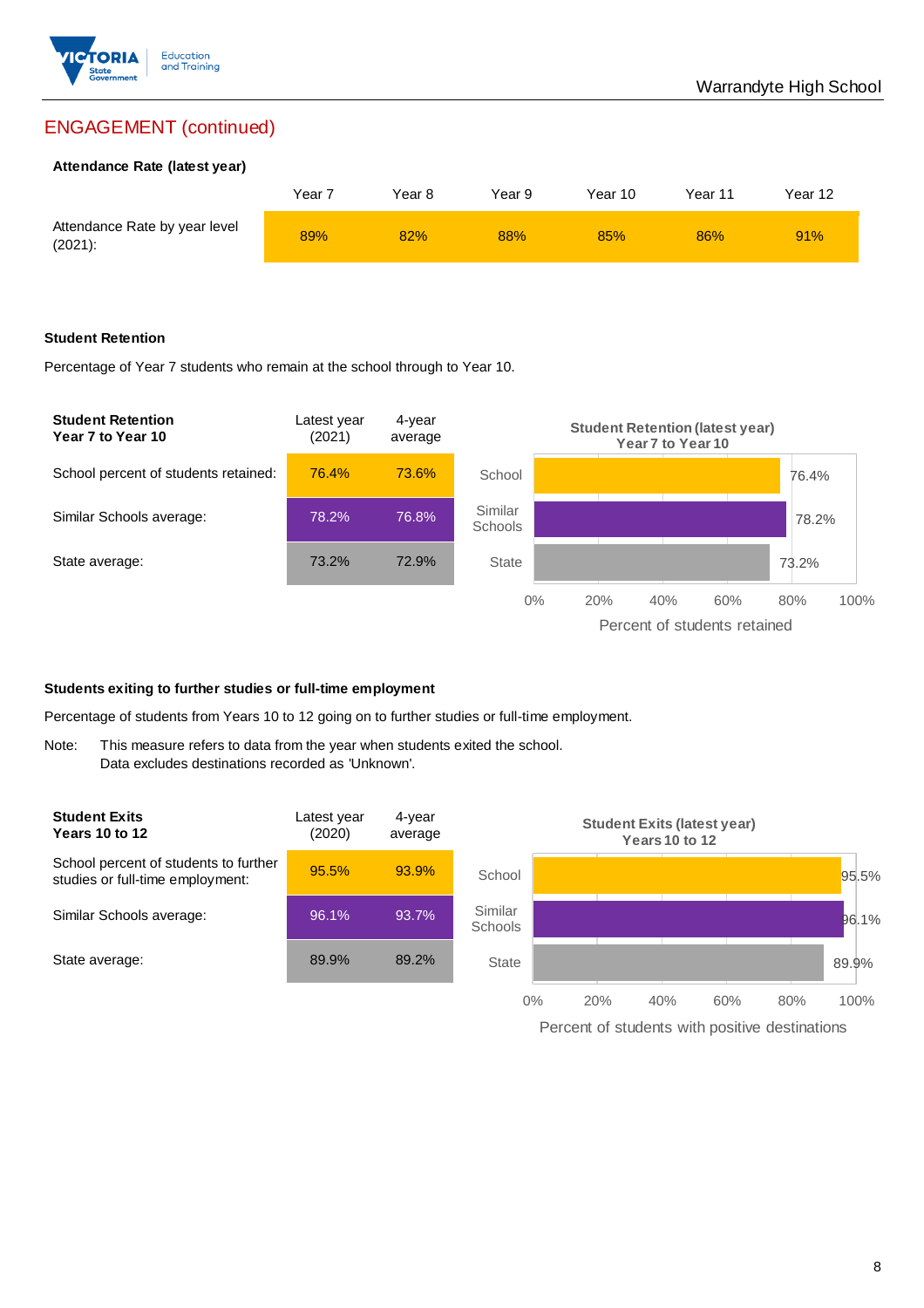## ENGAGEMENT (continued)

### Attendance Rate (latest year)

| | Year 7 | Year 8 | Year 9 | Year 10 | Year 11 | Year 12 |
|---|---|---|---|---|---|---|
| Attendance Rate by year level (2021): | 89% | 82% | 88% | 85% | 86% | 91% |

### Student Retention

Percentage of Year 7 students who remain at the school through to Year 10.

| Student Retention Year 7 to Year 10 | Latest year (2021) | 4-year average |
|---|---|---|
| School percent of students retained: | 76.4% | 73.6% |
| Similar Schools average: | 78.2% | 76.8% |
| State average: | 73.2% | 72.9% |

**Student Retention (latest year) Year 7 to Year 10**

| | Percent of students retained |
|---|---|
| School | 76.4% |
| Similar Schools | 78.2% |
| State | 73.2% |

### Students exiting to further studies or full-time employment

Percentage of students from Years 10 to 12 going on to further studies or full-time employment.

Note: This measure refers to data from the year when students exited the school. Data excludes destinations recorded as 'Unknown'.

| Student Exits Years 10 to 12 | Latest year (2020) | 4-year average |
|---|---|---|
| School percent of students to further studies or full-time employment: | 95.5% | 93.9% |
| Similar Schools average: | 96.1% | 93.7% |
| State average: | 89.9% | 89.2% |

**Student Exits (latest year) Years 10 to 12**

| | Percent of students with positive destinations |
|---|---|
| School | 95.5% |
| Similar Schools | 96.1% |
| State | 89.9% |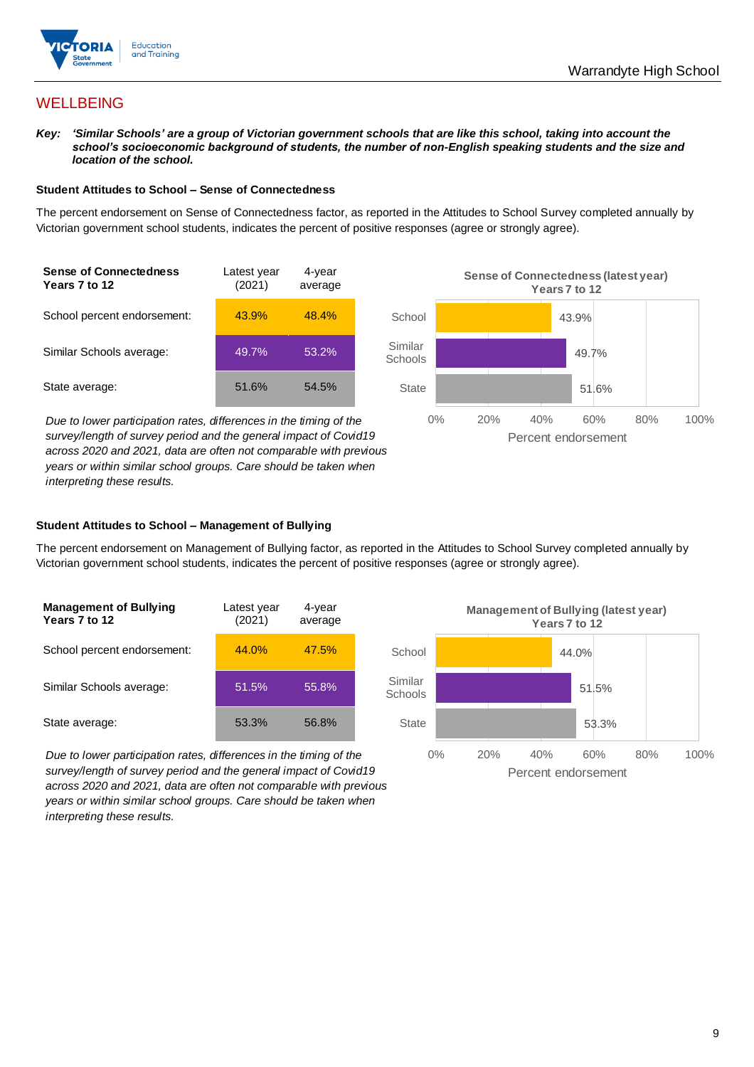# WELLBEING

***Key:*** ***'Similar Schools' are a group of Victorian government schools that are like this school, taking into account the school's socioeconomic background of students, the number of non-English speaking students and the size and location of the school.***

**Student Attitudes to School – Sense of Connectedness**

The percent endorsement on Sense of Connectedness factor, as reported in the Attitudes to School Survey completed annually by Victorian government school students, indicates the percent of positive responses (agree or strongly agree).

| Sense of Connectedness Years 7 to 12 | Latest year (2021) | 4-year average |
|---|---|---|
| School percent endorsement: | 43.9% | 48.4% |
| Similar Schools average: | 49.7% | 53.2% |
| State average: | 51.6% | 54.5% |

*Due to lower participation rates, differences in the timing of the survey/length of survey period and the general impact of Covid19 across 2020 and 2021, data are often not comparable with previous years or within similar school groups. Care should be taken when interpreting these results.*

**Student Attitudes to School – Management of Bullying**

The percent endorsement on Management of Bullying factor, as reported in the Attitudes to School Survey completed annually by Victorian government school students, indicates the percent of positive responses (agree or strongly agree).

| Management of Bullying Years 7 to 12 | Latest year (2021) | 4-year average |
|---|---|---|
| School percent endorsement: | 44.0% | 47.5% |
| Similar Schools average: | 51.5% | 55.8% |
| State average: | 53.3% | 56.8% |

*Due to lower participation rates, differences in the timing of the survey/length of survey period and the general impact of Covid19 across 2020 and 2021, data are often not comparable with previous years or within similar school groups. Care should be taken when interpreting these results.*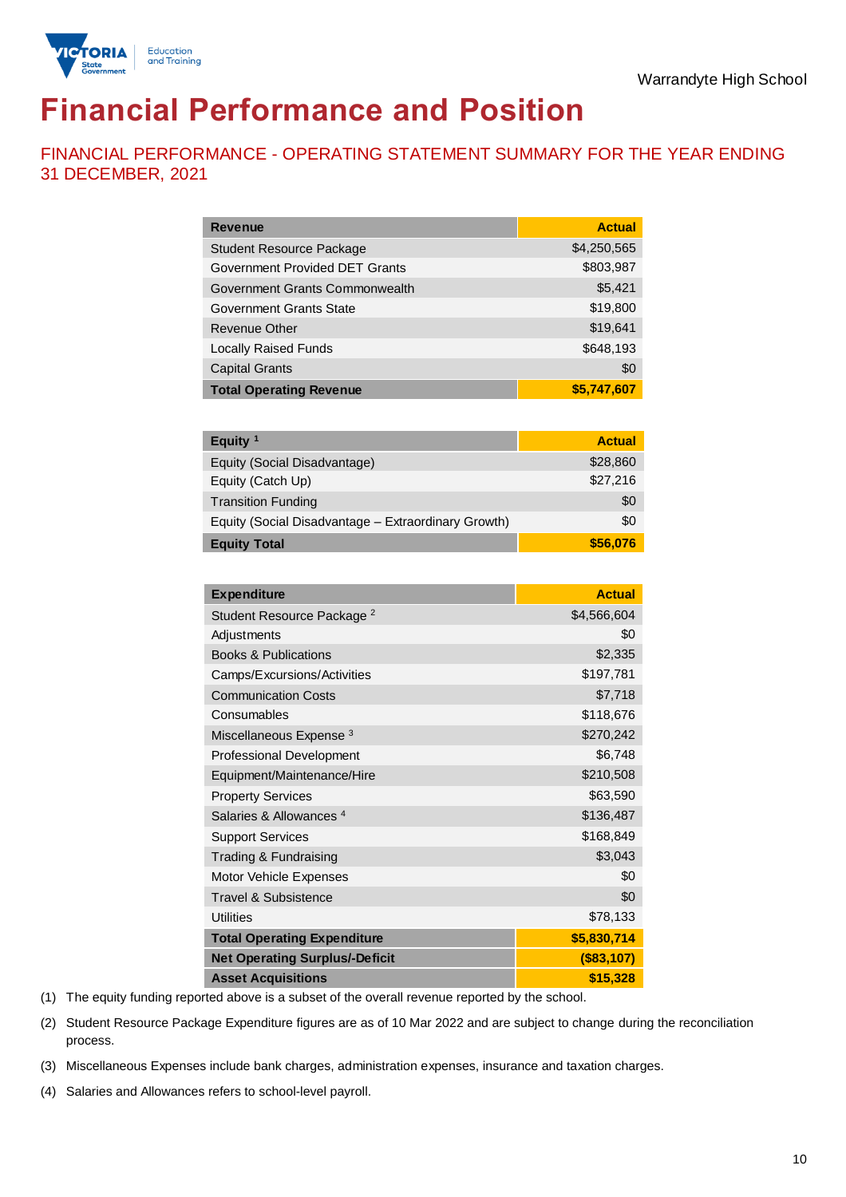# Financial Performance and Position

## FINANCIAL PERFORMANCE - OPERATING STATEMENT SUMMARY FOR THE YEAR ENDING 31 DECEMBER, 2021

| Revenue | Actual |
|---|---|
| Student Resource Package | $4,250,565 |
| Government Provided DET Grants | $803,987 |
| Government Grants Commonwealth | $5,421 |
| Government Grants State | $19,800 |
| Revenue Other | $19,641 |
| Locally Raised Funds | $648,193 |
| Capital Grants | $0 |
| **Total Operating Revenue** | **$5,747,607** |

| Equity [1] | Actual |
|---|---|
| Equity (Social Disadvantage) | $28,860 |
| Equity (Catch Up) | $27,216 |
| Transition Funding | $0 |
| Equity (Social Disadvantage – Extraordinary Growth) | $0 |
| **Equity Total** | **$56,076** |

| Expenditure | Actual |
|---|---|
| Student Resource Package [2] | $4,566,604 |
| Adjustments | $0 |
| Books & Publications | $2,335 |
| Camps/Excursions/Activities | $197,781 |
| Communication Costs | $7,718 |
| Consumables | $118,676 |
| Miscellaneous Expense [3] | $270,242 |
| Professional Development | $6,748 |
| Equipment/Maintenance/Hire | $210,508 |
| Property Services | $63,590 |
| Salaries & Allowances [4] | $136,487 |
| Support Services | $168,849 |
| Trading & Fundraising | $3,043 |
| Motor Vehicle Expenses | $0 |
| Travel & Subsistence | $0 |
| Utilities | $78,133 |
| **Total Operating Expenditure** | **$5,830,714** |
| **Net Operating Surplus/-Deficit** | **($83,107)** |
| **Asset Acquisitions** | **$15,328** |

(1) The equity funding reported above is a subset of the overall revenue reported by the school.

(2) Student Resource Package Expenditure figures are as of 10 Mar 2022 and are subject to change during the reconciliation process.

(3) Miscellaneous Expenses include bank charges, administration expenses, insurance and taxation charges.

(4) Salaries and Allowances refers to school-level payroll.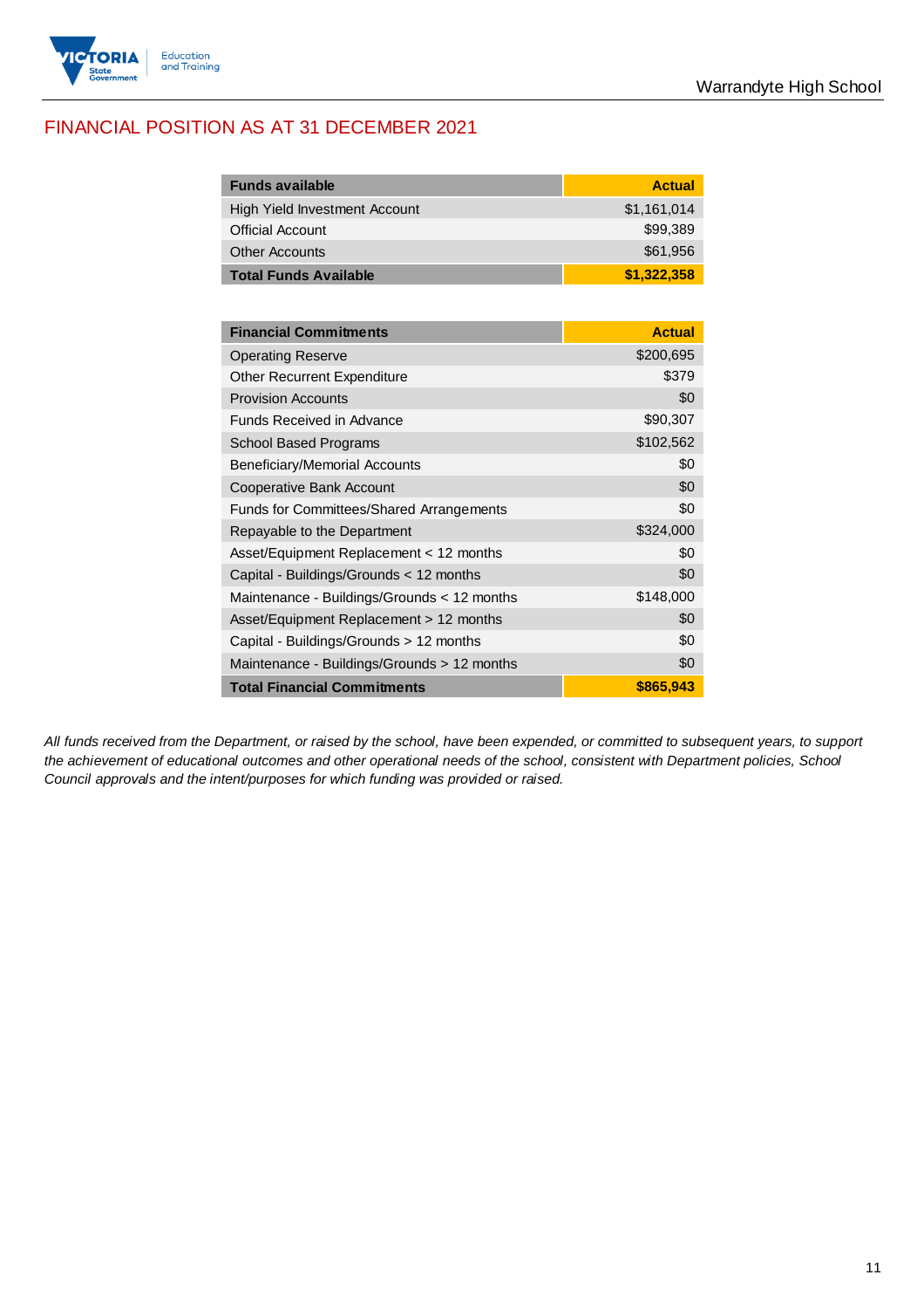# FINANCIAL POSITION AS AT 31 DECEMBER 2021

| Funds available | Actual |
| --- | --- |
| High Yield Investment Account | $1,161,014 |
| Official Account | $99,389 |
| Other Accounts | $61,956 |
| **Total Funds Available** | **$1,322,358** |

| Financial Commitments | Actual |
| --- | --- |
| Operating Reserve | $200,695 |
| Other Recurrent Expenditure | $379 |
| Provision Accounts | $0 |
| Funds Received in Advance | $90,307 |
| School Based Programs | $102,562 |
| Beneficiary/Memorial Accounts | $0 |
| Cooperative Bank Account | $0 |
| Funds for Committees/Shared Arrangements | $0 |
| Repayable to the Department | $324,000 |
| Asset/Equipment Replacement < 12 months | $0 |
| Capital - Buildings/Grounds < 12 months | $0 |
| Maintenance - Buildings/Grounds < 12 months | $148,000 |
| Asset/Equipment Replacement > 12 months | $0 |
| Capital - Buildings/Grounds > 12 months | $0 |
| Maintenance - Buildings/Grounds > 12 months | $0 |
| **Total Financial Commitments** | **$865,943** |

*All funds received from the Department, or raised by the school, have been expended, or committed to subsequent years, to support the achievement of educational outcomes and other operational needs of the school, consistent with Department policies, School Council approvals and the intent/purposes for which funding was provided or raised.*